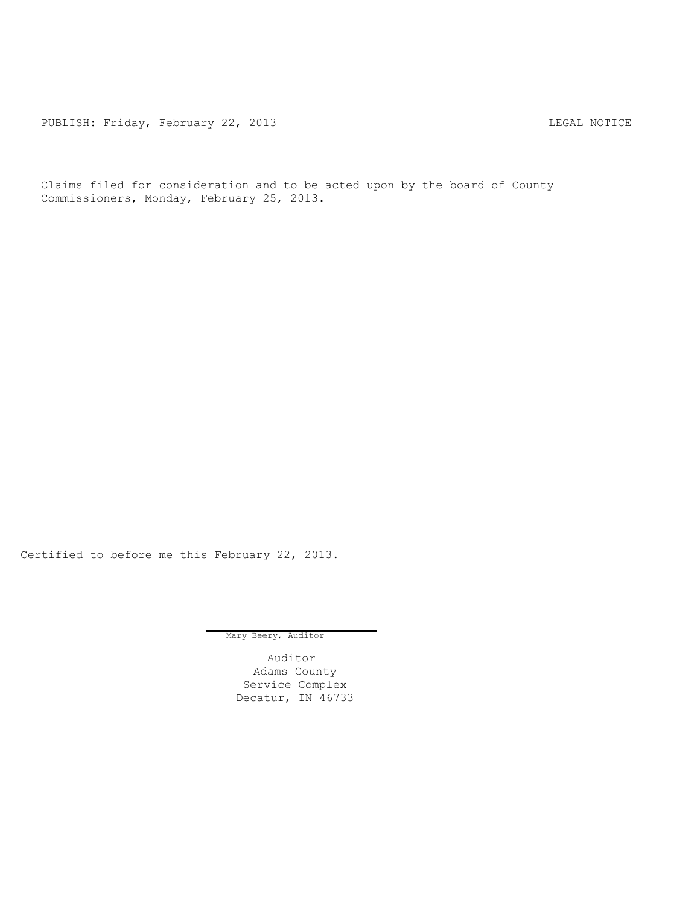PUBLISH: Friday, February 22, 2013 LEGAL NOTICE

Claims filed for consideration and to be acted upon by the board of County Commissioners, Monday, February 25, 2013.

Certified to before me this February 22, 2013.

Mary Beery, Auditor

Auditor
Adams County
Service Complex
Decatur, IN 46733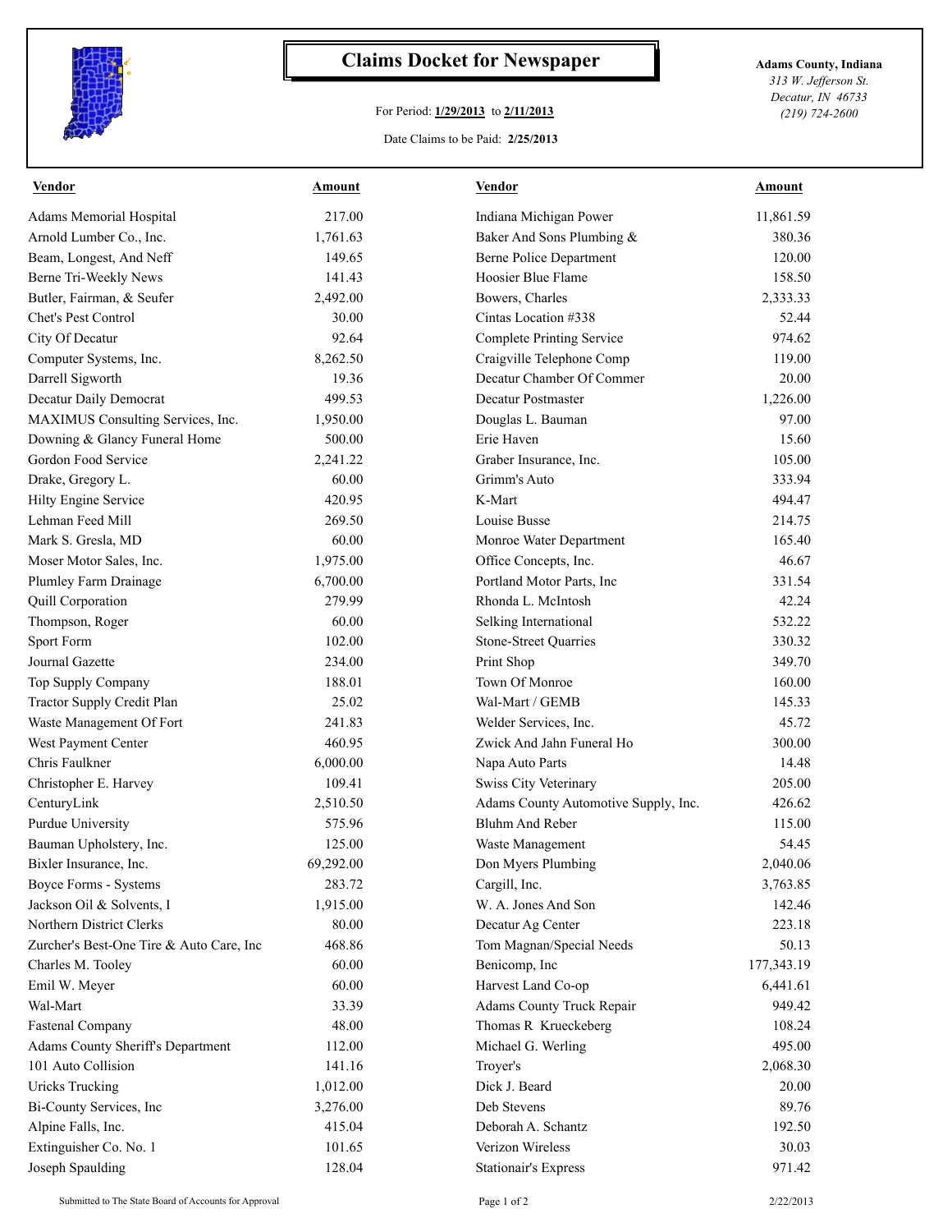# Claims Docket for Newspaper

For Period: **1/29/2013** to **2/11/2013**

Date Claims to be Paid: **2/25/2013**

**Adams County, Indiana**
*313 W. Jefferson St.*
*Decatur, IN 46733*
*(219) 724-2600*

| Vendor | Amount | Vendor | Amount |
|---|---|---|---|
| Adams Memorial Hospital | 217.00 | Indiana Michigan Power | 11,861.59 |
| Arnold Lumber Co., Inc. | 1,761.63 | Baker And Sons Plumbing & | 380.36 |
| Beam, Longest, And Neff | 149.65 | Berne Police Department | 120.00 |
| Berne Tri-Weekly News | 141.43 | Hoosier Blue Flame | 158.50 |
| Butler, Fairman, & Seufer | 2,492.00 | Bowers, Charles | 2,333.33 |
| Chet's Pest Control | 30.00 | Cintas Location #338 | 52.44 |
| City Of Decatur | 92.64 | Complete Printing Service | 974.62 |
| Computer Systems, Inc. | 8,262.50 | Craigville Telephone Comp | 119.00 |
| Darrell Sigworth | 19.36 | Decatur Chamber Of Commer | 20.00 |
| Decatur Daily Democrat | 499.53 | Decatur Postmaster | 1,226.00 |
| MAXIMUS Consulting Services, Inc. | 1,950.00 | Douglas L. Bauman | 97.00 |
| Downing & Glancy Funeral Home | 500.00 | Erie Haven | 15.60 |
| Gordon Food Service | 2,241.22 | Graber Insurance, Inc. | 105.00 |
| Drake, Gregory L. | 60.00 | Grimm's Auto | 333.94 |
| Hilty Engine Service | 420.95 | K-Mart | 494.47 |
| Lehman Feed Mill | 269.50 | Louise Busse | 214.75 |
| Mark S. Gresla, MD | 60.00 | Monroe Water Department | 165.40 |
| Moser Motor Sales, Inc. | 1,975.00 | Office Concepts, Inc. | 46.67 |
| Plumley Farm Drainage | 6,700.00 | Portland Motor Parts, Inc | 331.54 |
| Quill Corporation | 279.99 | Rhonda L. McIntosh | 42.24 |
| Thompson, Roger | 60.00 | Selking International | 532.22 |
| Sport Form | 102.00 | Stone-Street Quarries | 330.32 |
| Journal Gazette | 234.00 | Print Shop | 349.70 |
| Top Supply Company | 188.01 | Town Of Monroe | 160.00 |
| Tractor Supply Credit Plan | 25.02 | Wal-Mart / GEMB | 145.33 |
| Waste Management Of Fort | 241.83 | Welder Services, Inc. | 45.72 |
| West Payment Center | 460.95 | Zwick And Jahn Funeral Ho | 300.00 |
| Chris Faulkner | 6,000.00 | Napa Auto Parts | 14.48 |
| Christopher E. Harvey | 109.41 | Swiss City Veterinary | 205.00 |
| CenturyLink | 2,510.50 | Adams County Automotive Supply, Inc. | 426.62 |
| Purdue University | 575.96 | Bluhm And Reber | 115.00 |
| Bauman Upholstery, Inc. | 125.00 | Waste Management | 54.45 |
| Bixler Insurance, Inc. | 69,292.00 | Don Myers Plumbing | 2,040.06 |
| Boyce Forms - Systems | 283.72 | Cargill, Inc. | 3,763.85 |
| Jackson Oil & Solvents, I | 1,915.00 | W. A. Jones And Son | 142.46 |
| Northern District Clerks | 80.00 | Decatur Ag Center | 223.18 |
| Zurcher's Best-One Tire & Auto Care, Inc | 468.86 | Tom Magnan/Special Needs | 50.13 |
| Charles M. Tooley | 60.00 | Benicomp, Inc | 177,343.19 |
| Emil W. Meyer | 60.00 | Harvest Land Co-op | 6,441.61 |
| Wal-Mart | 33.39 | Adams County Truck Repair | 949.42 |
| Fastenal Company | 48.00 | Thomas R Krueckeberg | 108.24 |
| Adams County Sheriff's Department | 112.00 | Michael G. Werling | 495.00 |
| 101 Auto Collision | 141.16 | Troyer's | 2,068.30 |
| Uricks Trucking | 1,012.00 | Dick J. Beard | 20.00 |
| Bi-County Services, Inc | 3,276.00 | Deb Stevens | 89.76 |
| Alpine Falls, Inc. | 415.04 | Deborah A. Schantz | 192.50 |
| Extinguisher Co. No. 1 | 101.65 | Verizon Wireless | 30.03 |
| Joseph Spaulding | 128.04 | Stationair's Express | 971.42 |

Submitted to The State Board of Accounts for Approval — 2/22/2013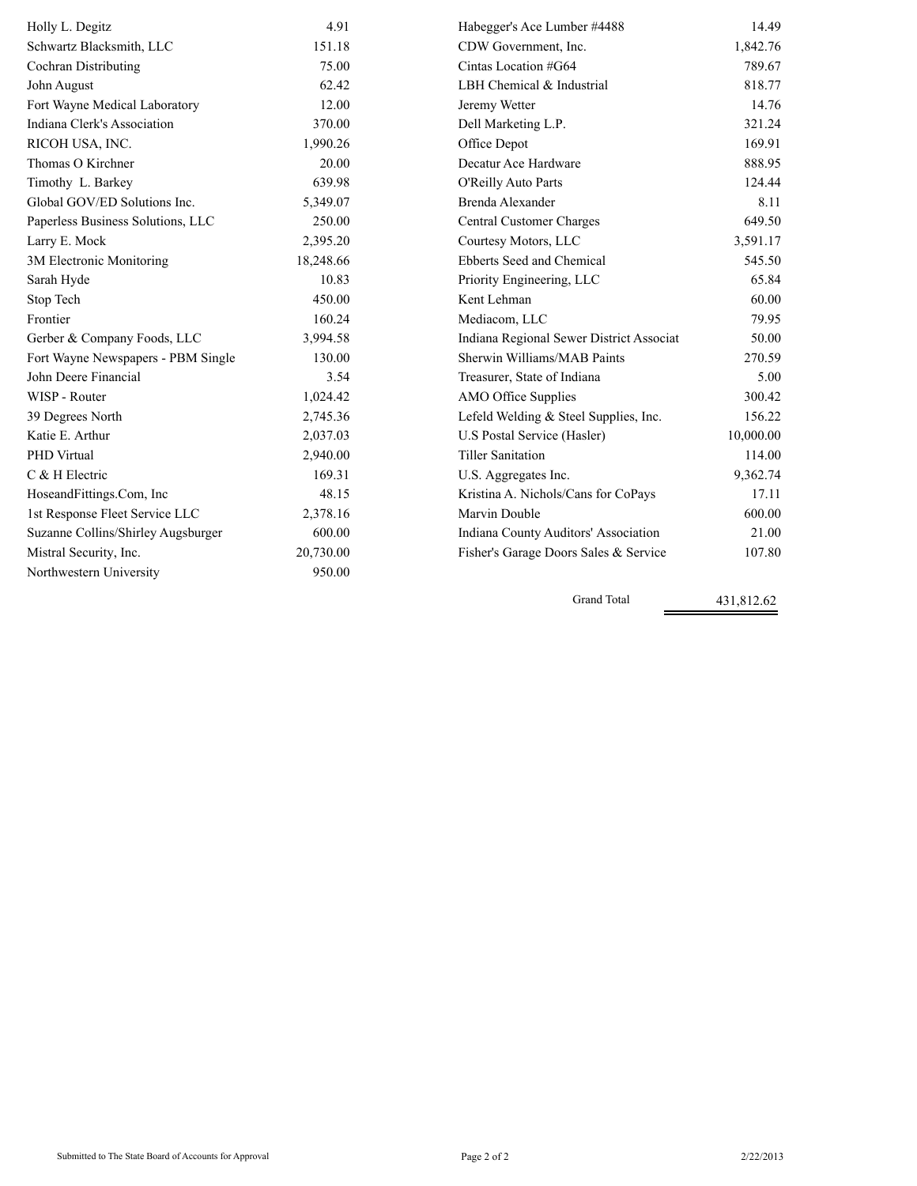| | |
|---|---|
| Holly L. Degitz | 4.91 |
| Schwartz Blacksmith, LLC | 151.18 |
| Cochran Distributing | 75.00 |
| John August | 62.42 |
| Fort Wayne Medical Laboratory | 12.00 |
| Indiana Clerk's Association | 370.00 |
| RICOH USA, INC. | 1,990.26 |
| Thomas O Kirchner | 20.00 |
| Timothy L. Barkey | 639.98 |
| Global GOV/ED Solutions Inc. | 5,349.07 |
| Paperless Business Solutions, LLC | 250.00 |
| Larry E. Mock | 2,395.20 |
| 3M Electronic Monitoring | 18,248.66 |
| Sarah Hyde | 10.83 |
| Stop Tech | 450.00 |
| Frontier | 160.24 |
| Gerber & Company Foods, LLC | 3,994.58 |
| Fort Wayne Newspapers - PBM Single | 130.00 |
| John Deere Financial | 3.54 |
| WISP - Router | 1,024.42 |
| 39 Degrees North | 2,745.36 |
| Katie E. Arthur | 2,037.03 |
| PHD Virtual | 2,940.00 |
| C & H Electric | 169.31 |
| HoseandFittings.Com, Inc | 48.15 |
| 1st Response Fleet Service LLC | 2,378.16 |
| Suzanne Collins/Shirley Augsburger | 600.00 |
| Mistral Security, Inc. | 20,730.00 |
| Northwestern University | 950.00 |
| Habegger's Ace Lumber #4488 | 14.49 |
| CDW Government, Inc. | 1,842.76 |
| Cintas Location #G64 | 789.67 |
| LBH Chemical & Industrial | 818.77 |
| Jeremy Wetter | 14.76 |
| Dell Marketing L.P. | 321.24 |
| Office Depot | 169.91 |
| Decatur Ace Hardware | 888.95 |
| O'Reilly Auto Parts | 124.44 |
| Brenda Alexander | 8.11 |
| Central Customer Charges | 649.50 |
| Courtesy Motors, LLC | 3,591.17 |
| Ebberts Seed and Chemical | 545.50 |
| Priority Engineering, LLC | 65.84 |
| Kent Lehman | 60.00 |
| Mediacom, LLC | 79.95 |
| Indiana Regional Sewer District Associat | 50.00 |
| Sherwin Williams/MAB Paints | 270.59 |
| Treasurer, State of Indiana | 5.00 |
| AMO Office Supplies | 300.42 |
| Lefeld Welding & Steel Supplies, Inc. | 156.22 |
| U.S Postal Service (Hasler) | 10,000.00 |
| Tiller Sanitation | 114.00 |
| U.S. Aggregates Inc. | 9,362.74 |
| Kristina A. Nichols/Cans for CoPays | 17.11 |
| Marvin Double | 600.00 |
| Indiana County Auditors' Association | 21.00 |
| Fisher's Garage Doors Sales & Service | 107.80 |
| **Grand Total** | **431,812.62** |

Submitted to The State Board of Accounts for Approval

2/22/2013